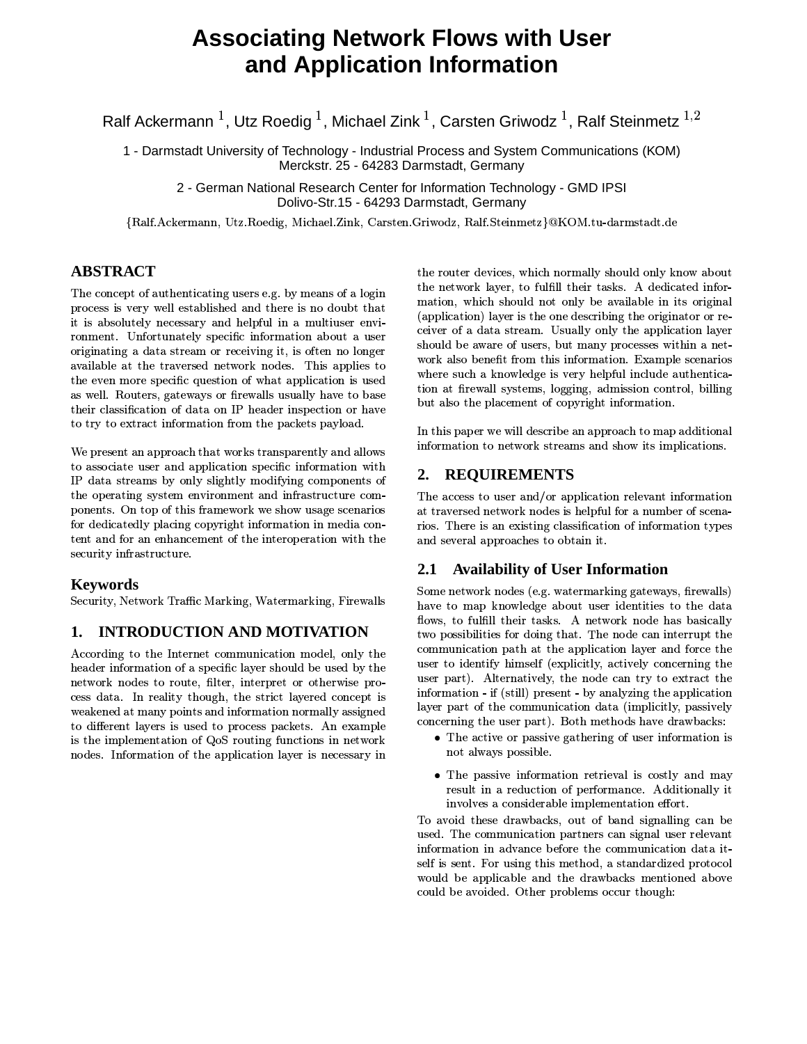# Associating Network Flows with User and Application Information

Ralf Ackermann [1], Utz Roedig [1], Michael Zink [1], Carsten Griwodz [1], Ralf Steinmetz [1,2]

1 - Darmstadt University of Technology - Industrial Process and System Communications (KOM)
Merckstr. 25 - 64283 Darmstadt, Germany

2 - German National Research Center for Information Technology - GMD IPSI
Dolivo-Str.15 - 64293 Darmstadt, Germany

{Ralf.Ackermann, Utz.Roedig, Michael.Zink, Carsten.Griwodz, Ralf.Steinmetz}@KOM.tu-darmstadt.de

## ABSTRACT

The concept of authenticating users e.g. by means of a login process is very well established and there is no doubt that it is absolutely necessary and helpful in a multiuser environment. Unfortunately specific information about a user originating a data stream or receiving it, is often no longer available at the traversed network nodes. This applies to the even more specific question of what application is used as well. Routers, gateways or firewalls usually have to base their classification of data on IP header inspection or have to try to extract information from the packets payload.

We present an approach that works transparently and allows to associate user and application specific information with IP data streams by only slightly modifying components of the operating system environment and infrastructure components. On top of this framework we show usage scenarios for dedicatedly placing copyright information in media content and for an enhancement of the interoperation with the security infrastructure.

## Keywords

Security, Network Traffic Marking, Watermarking, Firewalls

## 1. INTRODUCTION AND MOTIVATION

According to the Internet communication model, only the header information of a specific layer should be used by the network nodes to route, filter, interpret or otherwise process data. In reality though, the strict layered concept is weakened at many points and information normally assigned to different layers is used to process packets. An example is the implementation of QoS routing functions in network nodes. Information of the application layer is necessary in the router devices, which normally should only know about the network layer, to fulfill their tasks. A dedicated information, which should not only be available in its original (application) layer is the one describing the originator or receiver of a data stream. Usually only the application layer should be aware of users, but many processes within a network also benefit from this information. Example scenarios where such a knowledge is very helpful include authentication at firewall systems, logging, admission control, billing but also the placement of copyright information.

In this paper we will describe an approach to map additional information to network streams and show its implications.

## 2. REQUIREMENTS

The access to user and/or application relevant information at traversed network nodes is helpful for a number of scenarios. There is an existing classification of information types and several approaches to obtain it.

### 2.1 Availability of User Information

Some network nodes (e.g. watermarking gateways, firewalls) have to map knowledge about user identities to the data flows, to fulfill their tasks. A network node has basically two possibilities for doing that. The node can interrupt the communication path at the application layer and force the user to identify himself (explicitly, actively concerning the user part). Alternatively, the node can try to extract the information - if (still) present - by analyzing the application layer part of the communication data (implicitly, passively concerning the user part). Both methods have drawbacks:

- The active or passive gathering of user information is not always possible.
- The passive information retrieval is costly and may result in a reduction of performance. Additionally it involves a considerable implementation effort.

To avoid these drawbacks, out of band signalling can be used. The communication partners can signal user relevant information in advance before the communication data itself is sent. For using this method, a standardized protocol would be applicable and the drawbacks mentioned above could be avoided. Other problems occur though: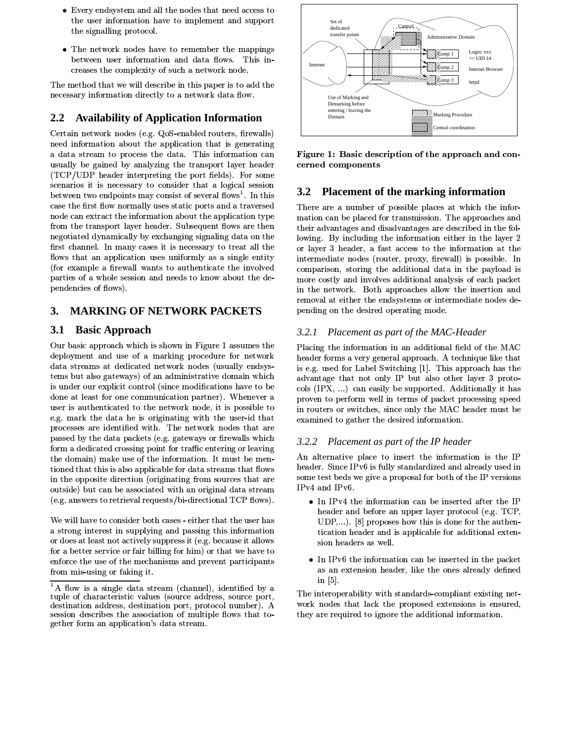- Every endsystem and all the nodes that need access to the user information have to implement and support the signalling protocol.
- The network nodes have to remember the mappings between user information and data flows. This increases the complexity of such a network node.

The method that we will describe in this paper is to add the necessary information directly to a network data flow.

## 2.2 Availability of Application Information

Certain network nodes (e.g. QoS-enabled routers, firewalls) need information about the application that is generating a data stream to process the data. This information can usually be gained by analyzing the transport layer header (TCP/UDP header interpreting the port fields). For some scenarios it is necessary to consider that a logical session between two endpoints may consist of several flows[1]. In this case the first flow normally uses static ports and a traversed node can extract the information about the application type from the transport layer header. Subsequent flows are then negotiated dynamically by exchanging signaling data on the first channel. In many cases it is necessary to treat all the flows that an application uses uniformly as a single entity (for example a firewall wants to authenticate the involved parties of a whole session and needs to know about the dependencies of flows).

# 3. MARKING OF NETWORK PACKETS

## 3.1 Basic Approach

Our basic approach which is shown in Figure 1 assumes the deployment and use of a marking procedure for network data streams at dedicated network nodes (usually endsystems but also gateways) of an administrative domain which is under our explicit control (since modifications have to be done at least for one communication partner). Whenever a user is authenticated to the network node, it is possible to e.g. mark the data he is originating with the user-id that processes are identified with. The network nodes that are passed by the data packets (e.g. gateways or firewalls which form a dedicated crossing point for traffic entering or leaving the domain) make use of the information. It must be mentioned that this is also applicable for data streams that flows in the opposite direction (originating from sources that are outside) but can be associated with an original data stream (e.g. answers to retrieval requests/bi-directional TCP flows).

We will have to consider both cases - either that the user has a strong interest in supplying and passing this information or does at least not actively suppress it (e.g. because it allows for a better service or fair billing for him) or that we have to enforce the use of the mechanisms and prevent participants from mis-using or faking it.

[1] A flow is a single data stream (channel), identified by a tuple of characteristic values (source address, source port, destination address, destination port, protocol number). A session describes the association of multiple flows that together form an application's data stream.

**Figure 1: Basic description of the approach and concerned components**

## 3.2 Placement of the marking information

There are a number of possible places at which the information can be placed for transmission. The approaches and their advantages and disadvantages are described in the following. By including the information either in the layer 2 or layer 3 header, a fast access to the information at the intermediate nodes (router, proxy, firewall) is possible. In comparison, storing the additional data in the payload is more costly and involves additional analysis of each packet in the network. Both approaches allow the insertion and removal at either the endsystems or intermediate nodes depending on the desired operating mode.

### *3.2.1 Placement as part of the MAC-Header*

Placing the information in an additional field of the MAC header forms a very general approach. A technique like that is e.g. used for Label Switching [1]. This approach has the advantage that not only IP but also other layer 3 protocols (IPX, ...) can easily be supported. Additionally it has proven to perform well in terms of packet processing speed in routers or switches, since only the MAC header must be examined to gather the desired information.

### *3.2.2 Placement as part of the IP header*

An alternative place to insert the information is the IP header. Since IPv6 is fully standardized and already used in some test beds we give a proposal for both of the IP versions IPv4 and IPv6.

- In IPv4 the information can be inserted after the IP header and before an upper layer protocol (e.g. TCP, UDP,...). [8] proposes how this is done for the authentication header and is applicable for additional extension headers as well.
- In IPv6 the information can be inserted in the packet as an extension header, like the ones already defined in [5].

The interoperability with standards-compliant existing network nodes that lack the proposed extensions is ensured, they are required to ignore the additional information.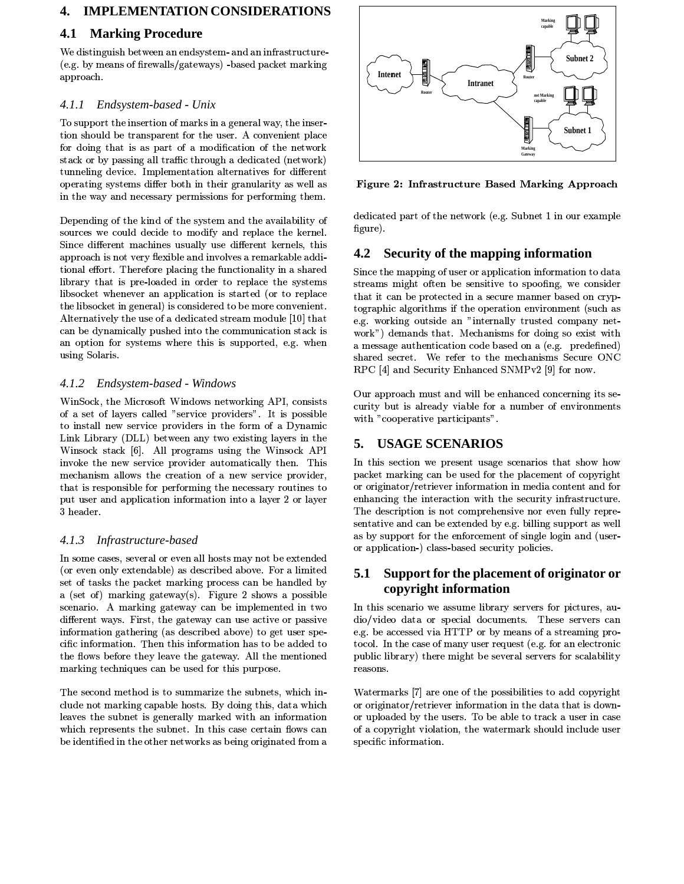## 4. IMPLEMENTATION CONSIDERATIONS

### 4.1 Marking Procedure

We distinguish between an endsystem- and an infrastructure- (e.g. by means of firewalls/gateways) -based packet marking approach.

#### 4.1.1 Endsystem-based - Unix

To support the insertion of marks in a general way, the insertion should be transparent for the user. A convenient place for doing that is as part of a modification of the network stack or by passing all traffic through a dedicated (network) tunneling device. Implementation alternatives for different operating systems differ both in their granularity as well as in the way and necessary permissions for performing them.

Depending of the kind of the system and the availability of sources we could decide to modify and replace the kernel. Since different machines usually use different kernels, this approach is not very flexible and involves a remarkable additional effort. Therefore placing the functionality in a shared library that is pre-loaded in order to replace the systems libsocket whenever an application is started (or to replace the libsocket in general) is considered to be more convenient. Alternatively the use of a dedicated stream module [10] that can be dynamically pushed into the communication stack is an option for systems where this is supported, e.g. when using Solaris.

#### 4.1.2 Endsystem-based - Windows

WinSock, the Microsoft Windows networking API, consists of a set of layers called "service providers". It is possible to install new service providers in the form of a Dynamic Link Library (DLL) between any two existing layers in the Winsock stack [6]. All programs using the Winsock API invoke the new service provider automatically then. This mechanism allows the creation of a new service provider, that is responsible for performing the necessary routines to put user and application information into a layer 2 or layer 3 header.

#### 4.1.3 Infrastructure-based

In some cases, several or even all hosts may not be extended (or even only extendable) as described above. For a limited set of tasks the packet marking process can be handled by a (set of) marking gateway(s). Figure 2 shows a possible scenario. A marking gateway can be implemented in two different ways. First, the gateway can use active or passive information gathering (as described above) to get user specific information. Then this information has to be added to the flows before they leave the gateway. All the mentioned marking techniques can be used for this purpose.

The second method is to summarize the subnets, which include not marking capable hosts. By doing this, data which leaves the subnet is generally marked with an information which represents the subnet. In this case certain flows can be identified in the other networks as being originated from a dedicated part of the network (e.g. Subnet 1 in our example figure).

**Figure 2: Infrastructure Based Marking Approach**

### 4.2 Security of the mapping information

Since the mapping of user or application information to data streams might often be sensitive to spoofing, we consider that it can be protected in a secure manner based on cryptographic algorithms if the operation environment (such as e.g. working outside an "internally trusted company network") demands that. Mechanisms for doing so exist with a message authentication code based on a (e.g. predefined) shared secret. We refer to the mechanisms Secure ONC RPC [4] and Security Enhanced SNMPv2 [9] for now.

Our approach must and will be enhanced concerning its security but is already viable for a number of environments with "cooperative participants".

## 5. USAGE SCENARIOS

In this section we present usage scenarios that show how packet marking can be used for the placement of copyright or originator/retriever information in media content and for enhancing the interaction with the security infrastructure. The description is not comprehensive nor even fully representative and can be extended by e.g. billing support as well as by support for the enforcement of single login and (user- or application-) class-based security policies.

### 5.1 Support for the placement of originator or copyright information

In this scenario we assume library servers for pictures, audio/video data or special documents. These servers can e.g. be accessed via HTTP or by means of a streaming protocol. In the case of many user request (e.g. for an electronic public library) there might be several servers for scalability reasons.

Watermarks [7] are one of the possibilities to add copyright or originator/retriever information in the data that is down- or uploaded by the users. To be able to track a user in case of a copyright violation, the watermark should include user specific information.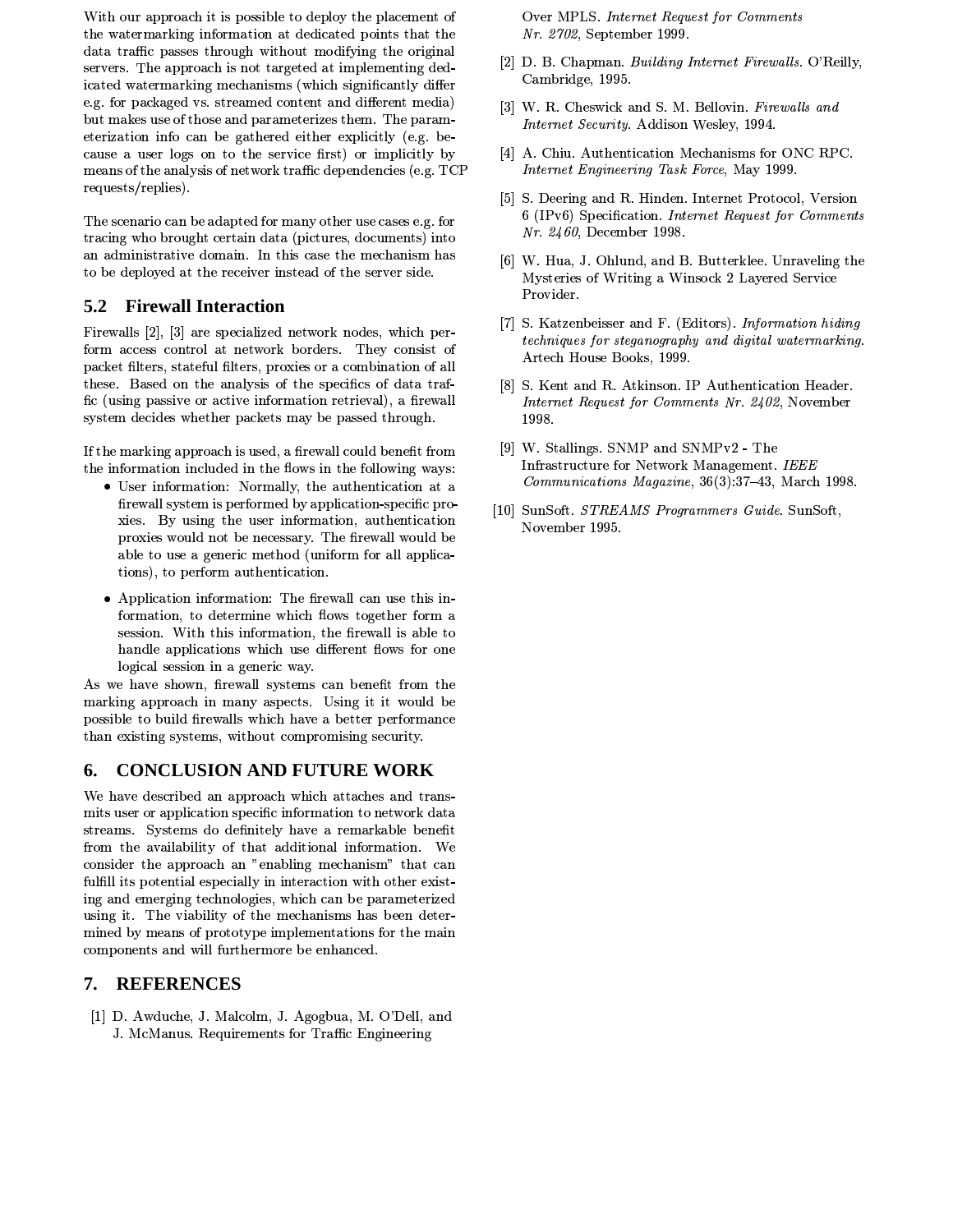With our approach it is possible to deploy the placement of the watermarking information at dedicated points that the data traffic passes through without modifying the original servers. The approach is not targeted at implementing dedicated watermarking mechanisms (which significantly differ e.g. for packaged vs. streamed content and different media) but makes use of those and parameterizes them. The parameterization info can be gathered either explicitly (e.g. because a user logs on to the service first) or implicitly by means of the analysis of network traffic dependencies (e.g. TCP requests/replies).

The scenario can be adapted for many other use cases e.g. for tracing who brought certain data (pictures, documents) into an administrative domain. In this case the mechanism has to be deployed at the receiver instead of the server side.

## 5.2 Firewall Interaction

Firewalls [2], [3] are specialized network nodes, which perform access control at network borders. They consist of packet filters, stateful filters, proxies or a combination of all these. Based on the analysis of the specifics of data traffic (using passive or active information retrieval), a firewall system decides whether packets may be passed through.

If the marking approach is used, a firewall could benefit from the information included in the flows in the following ways:

- User information: Normally, the authentication at a firewall system is performed by application-specific proxies. By using the user information, authentication proxies would not be necessary. The firewall would be able to use a generic method (uniform for all applications), to perform authentication.
- Application information: The firewall can use this information, to determine which flows together form a session. With this information, the firewall is able to handle applications which use different flows for one logical session in a generic way.

As we have shown, firewall systems can benefit from the marking approach in many aspects. Using it it would be possible to build firewalls which have a better performance than existing systems, without compromising security.

# 6. CONCLUSION AND FUTURE WORK

We have described an approach which attaches and transmits user or application specific information to network data streams. Systems do definitely have a remarkable benefit from the availability of that additional information. We consider the approach an "enabling mechanism" that can fulfill its potential especially in interaction with other existing and emerging technologies, which can be parameterized using it. The viability of the mechanisms has been determined by means of prototype implementations for the main components and will furthermore be enhanced.

# 7. REFERENCES

[1] D. Awduche, J. Malcolm, J. Agogbua, M. O'Dell, and J. McManus. Requirements for Traffic Engineering Over MPLS. *Internet Request for Comments Nr. 2702*, September 1999.

[2] D. B. Chapman. *Building Internet Firewalls*. O'Reilly, Cambridge, 1995.

[3] W. R. Cheswick and S. M. Bellovin. *Firewalls and Internet Security*. Addison Wesley, 1994.

[4] A. Chiu. Authentication Mechanisms for ONC RPC. *Internet Engineering Task Force*, May 1999.

[5] S. Deering and R. Hinden. Internet Protocol, Version 6 (IPv6) Specification. *Internet Request for Comments Nr. 2460*, December 1998.

[6] W. Hua, J. Ohlund, and B. Butterklee. Unraveling the Mysteries of Writing a Winsock 2 Layered Service Provider.

[7] S. Katzenbeisser and F. (Editors). *Information hiding techniques for steganography and digital watermarking*. Artech House Books, 1999.

[8] S. Kent and R. Atkinson. IP Authentication Header. *Internet Request for Comments Nr. 2402*, November 1998.

[9] W. Stallings. SNMP and SNMPv2 - The Infrastructure for Network Management. *IEEE Communications Magazine*, 36(3):37–43, March 1998.

[10] SunSoft. *STREAMS Programmers Guide*. SunSoft, November 1995.